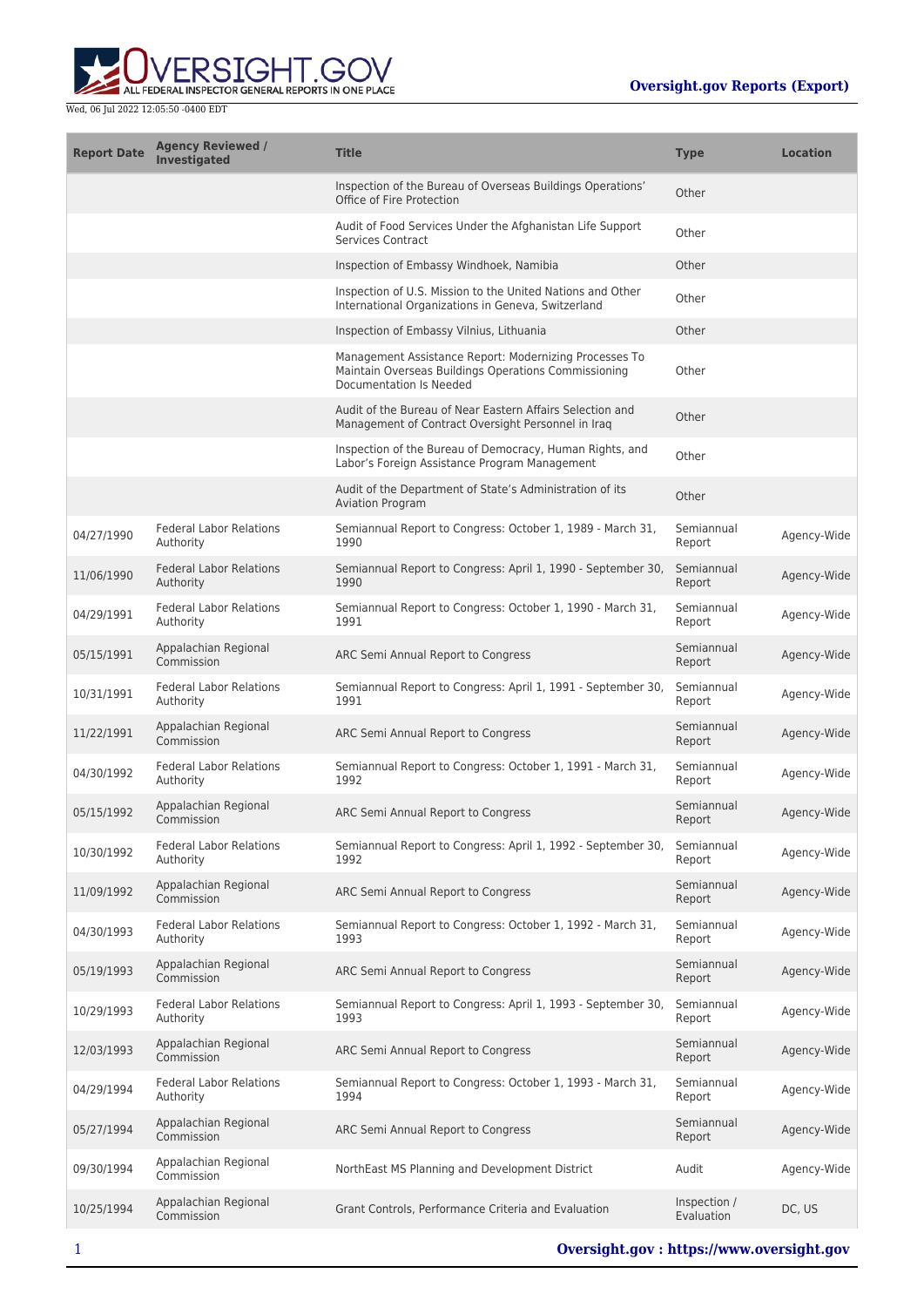Wed, 06 Jul 2022 12:05:50 -0400 EDT

**Oversight.gov Reports (Export)**

| Report Date | Agency Reviewed / Investigated | Title | Type | Location |
|---|---|---|---|---|
| | | Inspection of the Bureau of Overseas Buildings Operations' Office of Fire Protection | Other | |
| | | Audit of Food Services Under the Afghanistan Life Support Services Contract | Other | |
| | | Inspection of Embassy Windhoek, Namibia | Other | |
| | | Inspection of U.S. Mission to the United Nations and Other International Organizations in Geneva, Switzerland | Other | |
| | | Inspection of Embassy Vilnius, Lithuania | Other | |
| | | Management Assistance Report: Modernizing Processes To Maintain Overseas Buildings Operations Commissioning Documentation Is Needed | Other | |
| | | Audit of the Bureau of Near Eastern Affairs Selection and Management of Contract Oversight Personnel in Iraq | Other | |
| | | Inspection of the Bureau of Democracy, Human Rights, and Labor's Foreign Assistance Program Management | Other | |
| | | Audit of the Department of State's Administration of its Aviation Program | Other | |
| 04/27/1990 | Federal Labor Relations Authority | Semiannual Report to Congress: October 1, 1989 - March 31, 1990 | Semiannual Report | Agency-Wide |
| 11/06/1990 | Federal Labor Relations Authority | Semiannual Report to Congress: April 1, 1990 - September 30, 1990 | Semiannual Report | Agency-Wide |
| 04/29/1991 | Federal Labor Relations Authority | Semiannual Report to Congress: October 1, 1990 - March 31, 1991 | Semiannual Report | Agency-Wide |
| 05/15/1991 | Appalachian Regional Commission | ARC Semi Annual Report to Congress | Semiannual Report | Agency-Wide |
| 10/31/1991 | Federal Labor Relations Authority | Semiannual Report to Congress: April 1, 1991 - September 30, 1991 | Semiannual Report | Agency-Wide |
| 11/22/1991 | Appalachian Regional Commission | ARC Semi Annual Report to Congress | Semiannual Report | Agency-Wide |
| 04/30/1992 | Federal Labor Relations Authority | Semiannual Report to Congress: October 1, 1991 - March 31, 1992 | Semiannual Report | Agency-Wide |
| 05/15/1992 | Appalachian Regional Commission | ARC Semi Annual Report to Congress | Semiannual Report | Agency-Wide |
| 10/30/1992 | Federal Labor Relations Authority | Semiannual Report to Congress: April 1, 1992 - September 30, 1992 | Semiannual Report | Agency-Wide |
| 11/09/1992 | Appalachian Regional Commission | ARC Semi Annual Report to Congress | Semiannual Report | Agency-Wide |
| 04/30/1993 | Federal Labor Relations Authority | Semiannual Report to Congress: October 1, 1992 - March 31, 1993 | Semiannual Report | Agency-Wide |
| 05/19/1993 | Appalachian Regional Commission | ARC Semi Annual Report to Congress | Semiannual Report | Agency-Wide |
| 10/29/1993 | Federal Labor Relations Authority | Semiannual Report to Congress: April 1, 1993 - September 30, 1993 | Semiannual Report | Agency-Wide |
| 12/03/1993 | Appalachian Regional Commission | ARC Semi Annual Report to Congress | Semiannual Report | Agency-Wide |
| 04/29/1994 | Federal Labor Relations Authority | Semiannual Report to Congress: October 1, 1993 - March 31, 1994 | Semiannual Report | Agency-Wide |
| 05/27/1994 | Appalachian Regional Commission | ARC Semi Annual Report to Congress | Semiannual Report | Agency-Wide |
| 09/30/1994 | Appalachian Regional Commission | NorthEast MS Planning and Development District | Audit | Agency-Wide |
| 10/25/1994 | Appalachian Regional Commission | Grant Controls, Performance Criteria and Evaluation | Inspection / Evaluation | DC, US |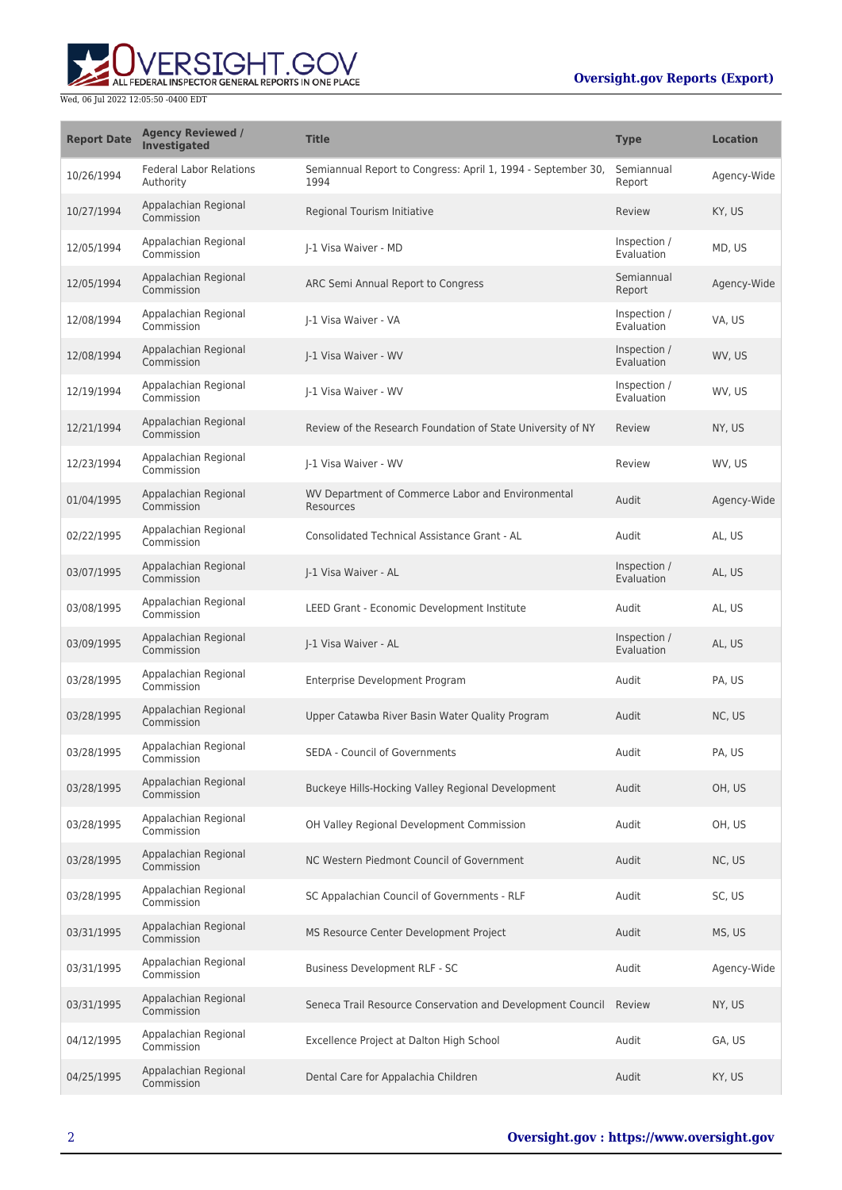| Report Date | Agency Reviewed / Investigated | Title | Type | Location |
| --- | --- | --- | --- | --- |
| 10/26/1994 | Federal Labor Relations Authority | Semiannual Report to Congress: April 1, 1994 - September 30, 1994 | Semiannual Report | Agency-Wide |
| 10/27/1994 | Appalachian Regional Commission | Regional Tourism Initiative | Review | KY, US |
| 12/05/1994 | Appalachian Regional Commission | J-1 Visa Waiver - MD | Inspection / Evaluation | MD, US |
| 12/05/1994 | Appalachian Regional Commission | ARC Semi Annual Report to Congress | Semiannual Report | Agency-Wide |
| 12/08/1994 | Appalachian Regional Commission | J-1 Visa Waiver - VA | Inspection / Evaluation | VA, US |
| 12/08/1994 | Appalachian Regional Commission | J-1 Visa Waiver - WV | Inspection / Evaluation | WV, US |
| 12/19/1994 | Appalachian Regional Commission | J-1 Visa Waiver - WV | Inspection / Evaluation | WV, US |
| 12/21/1994 | Appalachian Regional Commission | Review of the Research Foundation of State University of NY | Review | NY, US |
| 12/23/1994 | Appalachian Regional Commission | J-1 Visa Waiver - WV | Review | WV, US |
| 01/04/1995 | Appalachian Regional Commission | WV Department of Commerce Labor and Environmental Resources | Audit | Agency-Wide |
| 02/22/1995 | Appalachian Regional Commission | Consolidated Technical Assistance Grant - AL | Audit | AL, US |
| 03/07/1995 | Appalachian Regional Commission | J-1 Visa Waiver - AL | Inspection / Evaluation | AL, US |
| 03/08/1995 | Appalachian Regional Commission | LEED Grant - Economic Development Institute | Audit | AL, US |
| 03/09/1995 | Appalachian Regional Commission | J-1 Visa Waiver - AL | Inspection / Evaluation | AL, US |
| 03/28/1995 | Appalachian Regional Commission | Enterprise Development Program | Audit | PA, US |
| 03/28/1995 | Appalachian Regional Commission | Upper Catawba River Basin Water Quality Program | Audit | NC, US |
| 03/28/1995 | Appalachian Regional Commission | SEDA - Council of Governments | Audit | PA, US |
| 03/28/1995 | Appalachian Regional Commission | Buckeye Hills-Hocking Valley Regional Development | Audit | OH, US |
| 03/28/1995 | Appalachian Regional Commission | OH Valley Regional Development Commission | Audit | OH, US |
| 03/28/1995 | Appalachian Regional Commission | NC Western Piedmont Council of Government | Audit | NC, US |
| 03/28/1995 | Appalachian Regional Commission | SC Appalachian Council of Governments - RLF | Audit | SC, US |
| 03/31/1995 | Appalachian Regional Commission | MS Resource Center Development Project | Audit | MS, US |
| 03/31/1995 | Appalachian Regional Commission | Business Development RLF - SC | Audit | Agency-Wide |
| 03/31/1995 | Appalachian Regional Commission | Seneca Trail Resource Conservation and Development Council | Review | NY, US |
| 04/12/1995 | Appalachian Regional Commission | Excellence Project at Dalton High School | Audit | GA, US |
| 04/25/1995 | Appalachian Regional Commission | Dental Care for Appalachia Children | Audit | KY, US |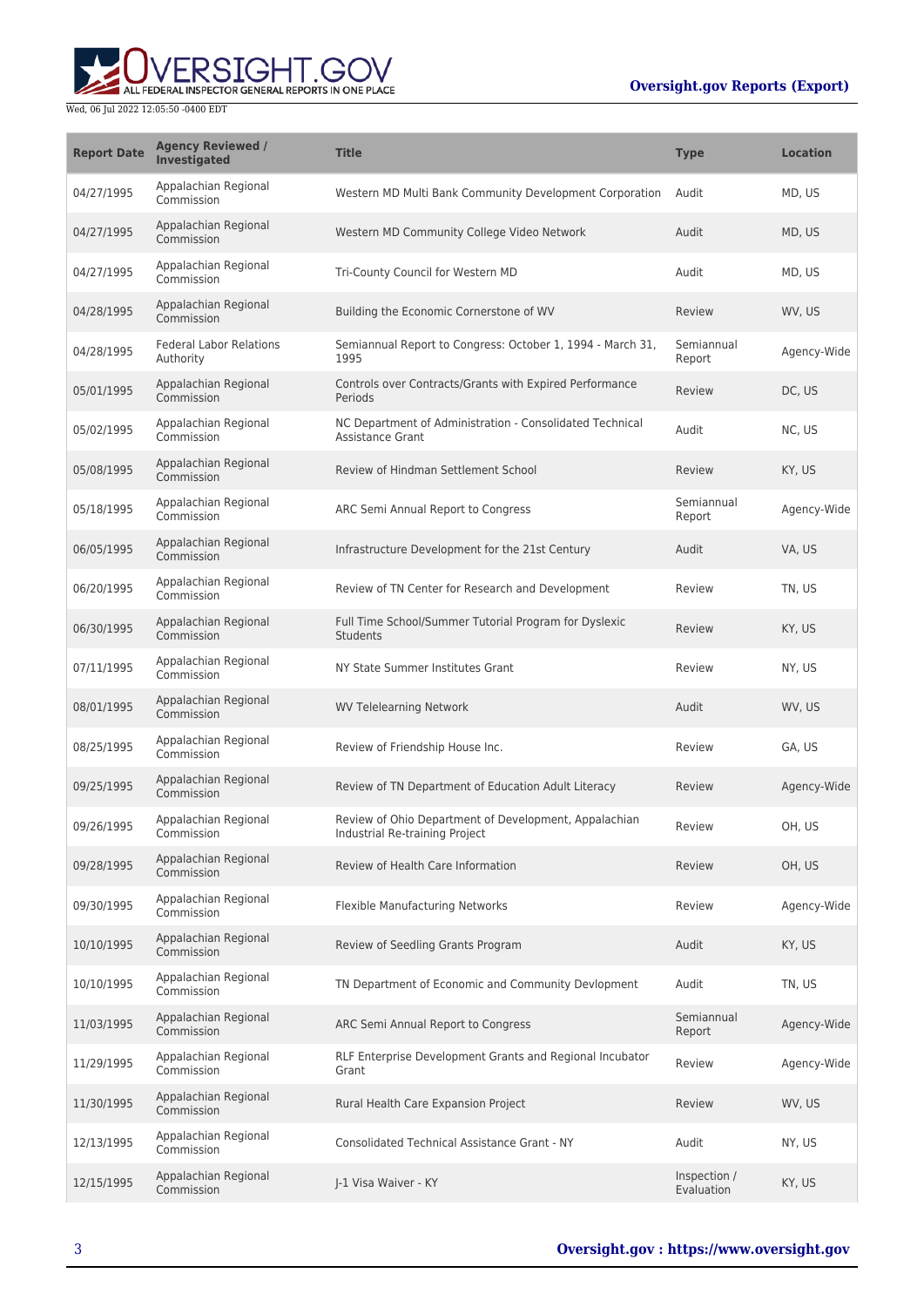| Report Date | Agency Reviewed / Investigated | Title | Type | Location |
| --- | --- | --- | --- | --- |
| 04/27/1995 | Appalachian Regional Commission | Western MD Multi Bank Community Development Corporation | Audit | MD, US |
| 04/27/1995 | Appalachian Regional Commission | Western MD Community College Video Network | Audit | MD, US |
| 04/27/1995 | Appalachian Regional Commission | Tri-County Council for Western MD | Audit | MD, US |
| 04/28/1995 | Appalachian Regional Commission | Building the Economic Cornerstone of WV | Review | WV, US |
| 04/28/1995 | Federal Labor Relations Authority | Semiannual Report to Congress: October 1, 1994 - March 31, 1995 | Semiannual Report | Agency-Wide |
| 05/01/1995 | Appalachian Regional Commission | Controls over Contracts/Grants with Expired Performance Periods | Review | DC, US |
| 05/02/1995 | Appalachian Regional Commission | NC Department of Administration - Consolidated Technical Assistance Grant | Audit | NC, US |
| 05/08/1995 | Appalachian Regional Commission | Review of Hindman Settlement School | Review | KY, US |
| 05/18/1995 | Appalachian Regional Commission | ARC Semi Annual Report to Congress | Semiannual Report | Agency-Wide |
| 06/05/1995 | Appalachian Regional Commission | Infrastructure Development for the 21st Century | Audit | VA, US |
| 06/20/1995 | Appalachian Regional Commission | Review of TN Center for Research and Development | Review | TN, US |
| 06/30/1995 | Appalachian Regional Commission | Full Time School/Summer Tutorial Program for Dyslexic Students | Review | KY, US |
| 07/11/1995 | Appalachian Regional Commission | NY State Summer Institutes Grant | Review | NY, US |
| 08/01/1995 | Appalachian Regional Commission | WV Telelearning Network | Audit | WV, US |
| 08/25/1995 | Appalachian Regional Commission | Review of Friendship House Inc. | Review | GA, US |
| 09/25/1995 | Appalachian Regional Commission | Review of TN Department of Education Adult Literacy | Review | Agency-Wide |
| 09/26/1995 | Appalachian Regional Commission | Review of Ohio Department of Development, Appalachian Industrial Re-training Project | Review | OH, US |
| 09/28/1995 | Appalachian Regional Commission | Review of Health Care Information | Review | OH, US |
| 09/30/1995 | Appalachian Regional Commission | Flexible Manufacturing Networks | Review | Agency-Wide |
| 10/10/1995 | Appalachian Regional Commission | Review of Seedling Grants Program | Audit | KY, US |
| 10/10/1995 | Appalachian Regional Commission | TN Department of Economic and Community Devlopment | Audit | TN, US |
| 11/03/1995 | Appalachian Regional Commission | ARC Semi Annual Report to Congress | Semiannual Report | Agency-Wide |
| 11/29/1995 | Appalachian Regional Commission | RLF Enterprise Development Grants and Regional Incubator Grant | Review | Agency-Wide |
| 11/30/1995 | Appalachian Regional Commission | Rural Health Care Expansion Project | Review | WV, US |
| 12/13/1995 | Appalachian Regional Commission | Consolidated Technical Assistance Grant - NY | Audit | NY, US |
| 12/15/1995 | Appalachian Regional Commission | J-1 Visa Waiver - KY | Inspection / Evaluation | KY, US |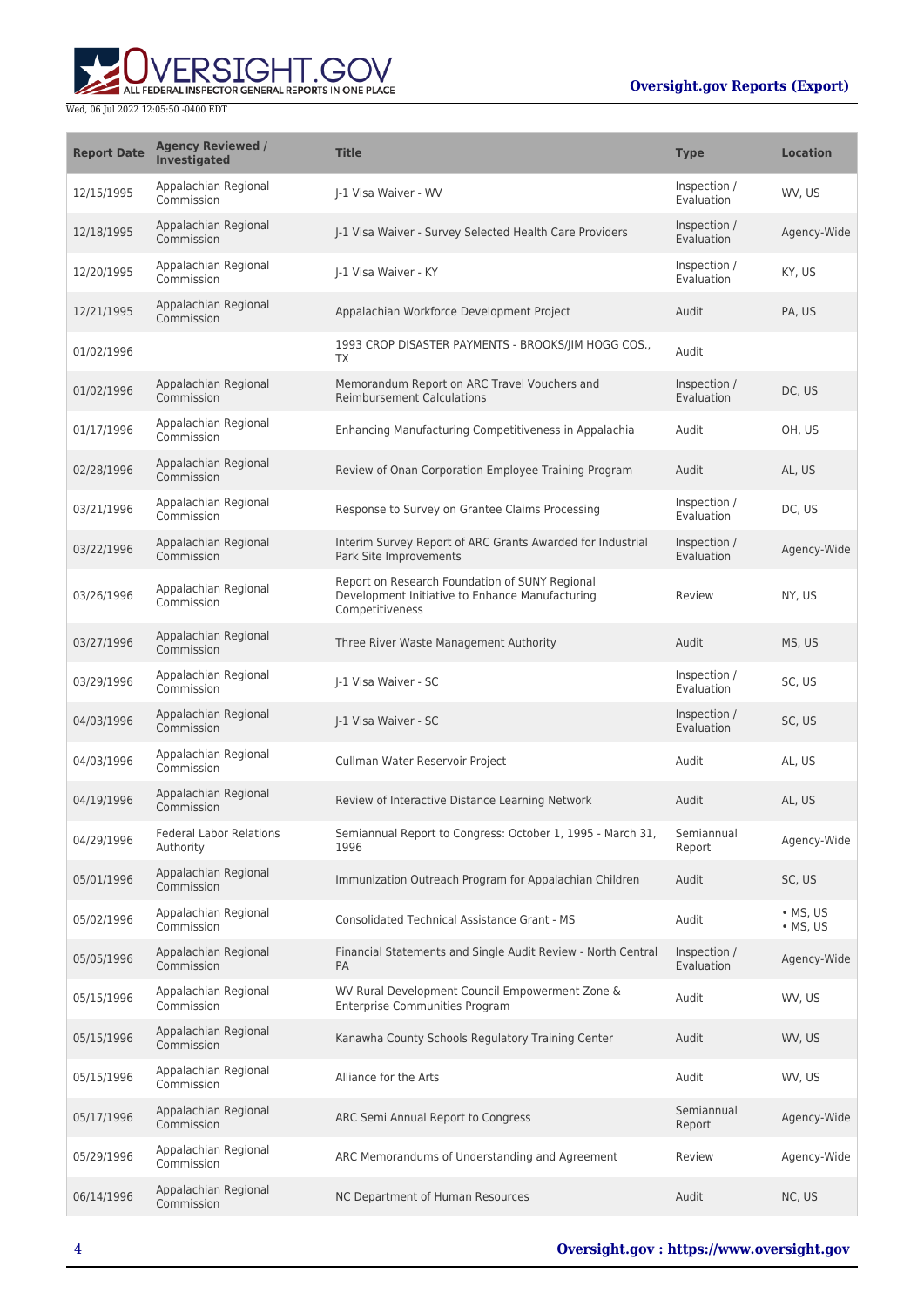| Report Date | Agency Reviewed / Investigated | Title | Type | Location |
| --- | --- | --- | --- | --- |
| 12/15/1995 | Appalachian Regional Commission | J-1 Visa Waiver - WV | Inspection / Evaluation | WV, US |
| 12/18/1995 | Appalachian Regional Commission | J-1 Visa Waiver - Survey Selected Health Care Providers | Inspection / Evaluation | Agency-Wide |
| 12/20/1995 | Appalachian Regional Commission | J-1 Visa Waiver - KY | Inspection / Evaluation | KY, US |
| 12/21/1995 | Appalachian Regional Commission | Appalachian Workforce Development Project | Audit | PA, US |
| 01/02/1996 | | 1993 CROP DISASTER PAYMENTS - BROOKS/JIM HOGG COS., TX | Audit | |
| 01/02/1996 | Appalachian Regional Commission | Memorandum Report on ARC Travel Vouchers and Reimbursement Calculations | Inspection / Evaluation | DC, US |
| 01/17/1996 | Appalachian Regional Commission | Enhancing Manufacturing Competitiveness in Appalachia | Audit | OH, US |
| 02/28/1996 | Appalachian Regional Commission | Review of Onan Corporation Employee Training Program | Audit | AL, US |
| 03/21/1996 | Appalachian Regional Commission | Response to Survey on Grantee Claims Processing | Inspection / Evaluation | DC, US |
| 03/22/1996 | Appalachian Regional Commission | Interim Survey Report of ARC Grants Awarded for Industrial Park Site Improvements | Inspection / Evaluation | Agency-Wide |
| 03/26/1996 | Appalachian Regional Commission | Report on Research Foundation of SUNY Regional Development Initiative to Enhance Manufacturing Competitiveness | Review | NY, US |
| 03/27/1996 | Appalachian Regional Commission | Three River Waste Management Authority | Audit | MS, US |
| 03/29/1996 | Appalachian Regional Commission | J-1 Visa Waiver - SC | Inspection / Evaluation | SC, US |
| 04/03/1996 | Appalachian Regional Commission | J-1 Visa Waiver - SC | Inspection / Evaluation | SC, US |
| 04/03/1996 | Appalachian Regional Commission | Cullman Water Reservoir Project | Audit | AL, US |
| 04/19/1996 | Appalachian Regional Commission | Review of Interactive Distance Learning Network | Audit | AL, US |
| 04/29/1996 | Federal Labor Relations Authority | Semiannual Report to Congress: October 1, 1995 - March 31, 1996 | Semiannual Report | Agency-Wide |
| 05/01/1996 | Appalachian Regional Commission | Immunization Outreach Program for Appalachian Children | Audit | SC, US |
| 05/02/1996 | Appalachian Regional Commission | Consolidated Technical Assistance Grant - MS | Audit | • MS, US • MS, US |
| 05/05/1996 | Appalachian Regional Commission | Financial Statements and Single Audit Review - North Central PA | Inspection / Evaluation | Agency-Wide |
| 05/15/1996 | Appalachian Regional Commission | WV Rural Development Council Empowerment Zone & Enterprise Communities Program | Audit | WV, US |
| 05/15/1996 | Appalachian Regional Commission | Kanawha County Schools Regulatory Training Center | Audit | WV, US |
| 05/15/1996 | Appalachian Regional Commission | Alliance for the Arts | Audit | WV, US |
| 05/17/1996 | Appalachian Regional Commission | ARC Semi Annual Report to Congress | Semiannual Report | Agency-Wide |
| 05/29/1996 | Appalachian Regional Commission | ARC Memorandums of Understanding and Agreement | Review | Agency-Wide |
| 06/14/1996 | Appalachian Regional Commission | NC Department of Human Resources | Audit | NC, US |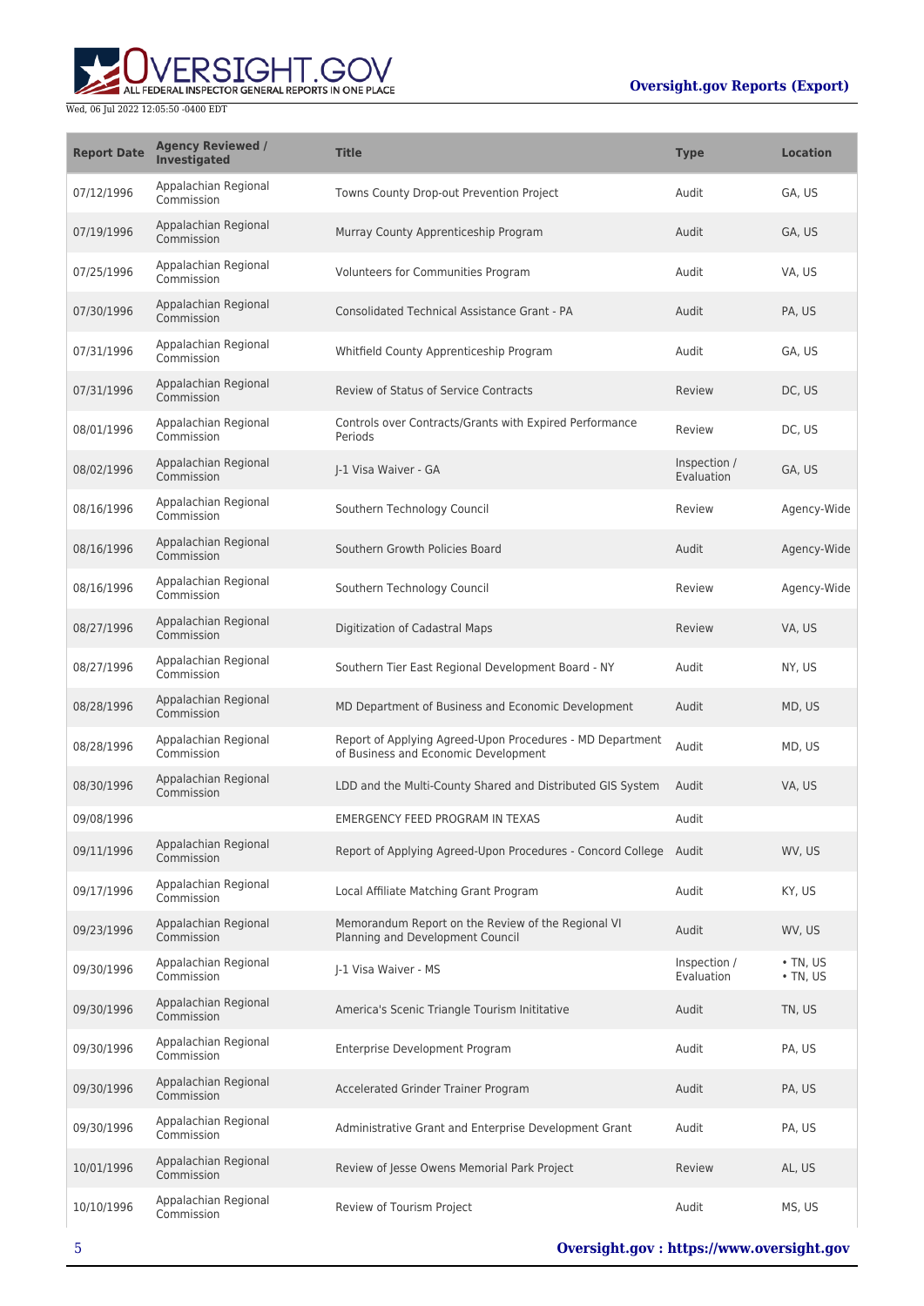| Report Date | Agency Reviewed / Investigated | Title | Type | Location |
| --- | --- | --- | --- | --- |
| 07/12/1996 | Appalachian Regional Commission | Towns County Drop-out Prevention Project | Audit | GA, US |
| 07/19/1996 | Appalachian Regional Commission | Murray County Apprenticeship Program | Audit | GA, US |
| 07/25/1996 | Appalachian Regional Commission | Volunteers for Communities Program | Audit | VA, US |
| 07/30/1996 | Appalachian Regional Commission | Consolidated Technical Assistance Grant - PA | Audit | PA, US |
| 07/31/1996 | Appalachian Regional Commission | Whitfield County Apprenticeship Program | Audit | GA, US |
| 07/31/1996 | Appalachian Regional Commission | Review of Status of Service Contracts | Review | DC, US |
| 08/01/1996 | Appalachian Regional Commission | Controls over Contracts/Grants with Expired Performance Periods | Review | DC, US |
| 08/02/1996 | Appalachian Regional Commission | J-1 Visa Waiver - GA | Inspection / Evaluation | GA, US |
| 08/16/1996 | Appalachian Regional Commission | Southern Technology Council | Review | Agency-Wide |
| 08/16/1996 | Appalachian Regional Commission | Southern Growth Policies Board | Audit | Agency-Wide |
| 08/16/1996 | Appalachian Regional Commission | Southern Technology Council | Review | Agency-Wide |
| 08/27/1996 | Appalachian Regional Commission | Digitization of Cadastral Maps | Review | VA, US |
| 08/27/1996 | Appalachian Regional Commission | Southern Tier East Regional Development Board - NY | Audit | NY, US |
| 08/28/1996 | Appalachian Regional Commission | MD Department of Business and Economic Development | Audit | MD, US |
| 08/28/1996 | Appalachian Regional Commission | Report of Applying Agreed-Upon Procedures - MD Department of Business and Economic Development | Audit | MD, US |
| 08/30/1996 | Appalachian Regional Commission | LDD and the Multi-County Shared and Distributed GIS System | Audit | VA, US |
| 09/08/1996 | | EMERGENCY FEED PROGRAM IN TEXAS | Audit | |
| 09/11/1996 | Appalachian Regional Commission | Report of Applying Agreed-Upon Procedures - Concord College | Audit | WV, US |
| 09/17/1996 | Appalachian Regional Commission | Local Affiliate Matching Grant Program | Audit | KY, US |
| 09/23/1996 | Appalachian Regional Commission | Memorandum Report on the Review of the Regional VI Planning and Development Council | Audit | WV, US |
| 09/30/1996 | Appalachian Regional Commission | J-1 Visa Waiver - MS | Inspection / Evaluation | • TN, US<br>• TN, US |
| 09/30/1996 | Appalachian Regional Commission | America's Scenic Triangle Tourism Inititative | Audit | TN, US |
| 09/30/1996 | Appalachian Regional Commission | Enterprise Development Program | Audit | PA, US |
| 09/30/1996 | Appalachian Regional Commission | Accelerated Grinder Trainer Program | Audit | PA, US |
| 09/30/1996 | Appalachian Regional Commission | Administrative Grant and Enterprise Development Grant | Audit | PA, US |
| 10/01/1996 | Appalachian Regional Commission | Review of Jesse Owens Memorial Park Project | Review | AL, US |
| 10/10/1996 | Appalachian Regional Commission | Review of Tourism Project | Audit | MS, US |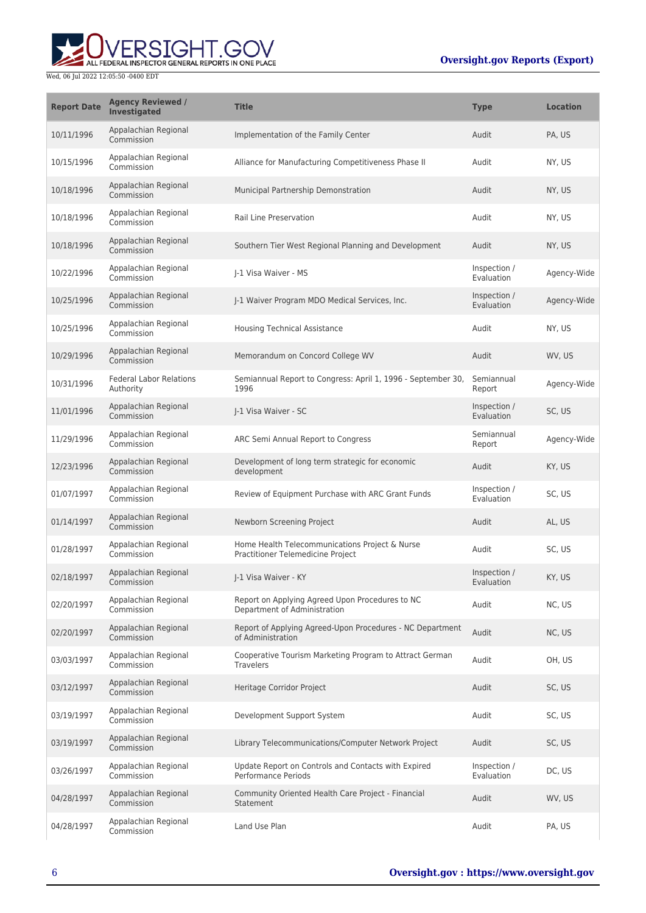| Report Date | Agency Reviewed / Investigated | Title | Type | Location |
|---|---|---|---|---|
| 10/11/1996 | Appalachian Regional Commission | Implementation of the Family Center | Audit | PA, US |
| 10/15/1996 | Appalachian Regional Commission | Alliance for Manufacturing Competitiveness Phase II | Audit | NY, US |
| 10/18/1996 | Appalachian Regional Commission | Municipal Partnership Demonstration | Audit | NY, US |
| 10/18/1996 | Appalachian Regional Commission | Rail Line Preservation | Audit | NY, US |
| 10/18/1996 | Appalachian Regional Commission | Southern Tier West Regional Planning and Development | Audit | NY, US |
| 10/22/1996 | Appalachian Regional Commission | J-1 Visa Waiver - MS | Inspection / Evaluation | Agency-Wide |
| 10/25/1996 | Appalachian Regional Commission | J-1 Waiver Program MDO Medical Services, Inc. | Inspection / Evaluation | Agency-Wide |
| 10/25/1996 | Appalachian Regional Commission | Housing Technical Assistance | Audit | NY, US |
| 10/29/1996 | Appalachian Regional Commission | Memorandum on Concord College WV | Audit | WV, US |
| 10/31/1996 | Federal Labor Relations Authority | Semiannual Report to Congress: April 1, 1996 - September 30, 1996 | Semiannual Report | Agency-Wide |
| 11/01/1996 | Appalachian Regional Commission | J-1 Visa Waiver - SC | Inspection / Evaluation | SC, US |
| 11/29/1996 | Appalachian Regional Commission | ARC Semi Annual Report to Congress | Semiannual Report | Agency-Wide |
| 12/23/1996 | Appalachian Regional Commission | Development of long term strategic for economic development | Audit | KY, US |
| 01/07/1997 | Appalachian Regional Commission | Review of Equipment Purchase with ARC Grant Funds | Inspection / Evaluation | SC, US |
| 01/14/1997 | Appalachian Regional Commission | Newborn Screening Project | Audit | AL, US |
| 01/28/1997 | Appalachian Regional Commission | Home Health Telecommunications Project & Nurse Practitioner Telemedicine Project | Audit | SC, US |
| 02/18/1997 | Appalachian Regional Commission | J-1 Visa Waiver - KY | Inspection / Evaluation | KY, US |
| 02/20/1997 | Appalachian Regional Commission | Report on Applying Agreed Upon Procedures to NC Department of Administration | Audit | NC, US |
| 02/20/1997 | Appalachian Regional Commission | Report of Applying Agreed-Upon Procedures - NC Department of Administration | Audit | NC, US |
| 03/03/1997 | Appalachian Regional Commission | Cooperative Tourism Marketing Program to Attract German Travelers | Audit | OH, US |
| 03/12/1997 | Appalachian Regional Commission | Heritage Corridor Project | Audit | SC, US |
| 03/19/1997 | Appalachian Regional Commission | Development Support System | Audit | SC, US |
| 03/19/1997 | Appalachian Regional Commission | Library Telecommunications/Computer Network Project | Audit | SC, US |
| 03/26/1997 | Appalachian Regional Commission | Update Report on Controls and Contacts with Expired Performance Periods | Inspection / Evaluation | DC, US |
| 04/28/1997 | Appalachian Regional Commission | Community Oriented Health Care Project - Financial Statement | Audit | WV, US |
| 04/28/1997 | Appalachian Regional Commission | Land Use Plan | Audit | PA, US |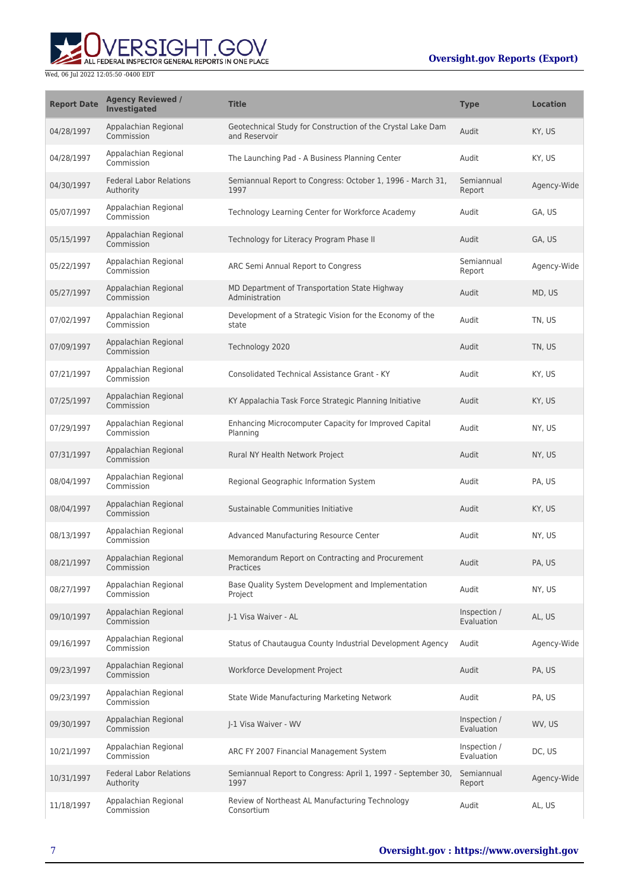| Report Date | Agency Reviewed / Investigated | Title | Type | Location |
|---|---|---|---|---|
| 04/28/1997 | Appalachian Regional Commission | Geotechnical Study for Construction of the Crystal Lake Dam and Reservoir | Audit | KY, US |
| 04/28/1997 | Appalachian Regional Commission | The Launching Pad - A Business Planning Center | Audit | KY, US |
| 04/30/1997 | Federal Labor Relations Authority | Semiannual Report to Congress: October 1, 1996 - March 31, 1997 | Semiannual Report | Agency-Wide |
| 05/07/1997 | Appalachian Regional Commission | Technology Learning Center for Workforce Academy | Audit | GA, US |
| 05/15/1997 | Appalachian Regional Commission | Technology for Literacy Program Phase II | Audit | GA, US |
| 05/22/1997 | Appalachian Regional Commission | ARC Semi Annual Report to Congress | Semiannual Report | Agency-Wide |
| 05/27/1997 | Appalachian Regional Commission | MD Department of Transportation State Highway Administration | Audit | MD, US |
| 07/02/1997 | Appalachian Regional Commission | Development of a Strategic Vision for the Economy of the state | Audit | TN, US |
| 07/09/1997 | Appalachian Regional Commission | Technology 2020 | Audit | TN, US |
| 07/21/1997 | Appalachian Regional Commission | Consolidated Technical Assistance Grant - KY | Audit | KY, US |
| 07/25/1997 | Appalachian Regional Commission | KY Appalachia Task Force Strategic Planning Initiative | Audit | KY, US |
| 07/29/1997 | Appalachian Regional Commission | Enhancing Microcomputer Capacity for Improved Capital Planning | Audit | NY, US |
| 07/31/1997 | Appalachian Regional Commission | Rural NY Health Network Project | Audit | NY, US |
| 08/04/1997 | Appalachian Regional Commission | Regional Geographic Information System | Audit | PA, US |
| 08/04/1997 | Appalachian Regional Commission | Sustainable Communities Initiative | Audit | KY, US |
| 08/13/1997 | Appalachian Regional Commission | Advanced Manufacturing Resource Center | Audit | NY, US |
| 08/21/1997 | Appalachian Regional Commission | Memorandum Report on Contracting and Procurement Practices | Audit | PA, US |
| 08/27/1997 | Appalachian Regional Commission | Base Quality System Development and Implementation Project | Audit | NY, US |
| 09/10/1997 | Appalachian Regional Commission | J-1 Visa Waiver - AL | Inspection / Evaluation | AL, US |
| 09/16/1997 | Appalachian Regional Commission | Status of Chautaugua County Industrial Development Agency | Audit | Agency-Wide |
| 09/23/1997 | Appalachian Regional Commission | Workforce Development Project | Audit | PA, US |
| 09/23/1997 | Appalachian Regional Commission | State Wide Manufacturing Marketing Network | Audit | PA, US |
| 09/30/1997 | Appalachian Regional Commission | J-1 Visa Waiver - WV | Inspection / Evaluation | WV, US |
| 10/21/1997 | Appalachian Regional Commission | ARC FY 2007 Financial Management System | Inspection / Evaluation | DC, US |
| 10/31/1997 | Federal Labor Relations Authority | Semiannual Report to Congress: April 1, 1997 - September 30, 1997 | Semiannual Report | Agency-Wide |
| 11/18/1997 | Appalachian Regional Commission | Review of Northeast AL Manufacturing Technology Consortium | Audit | AL, US |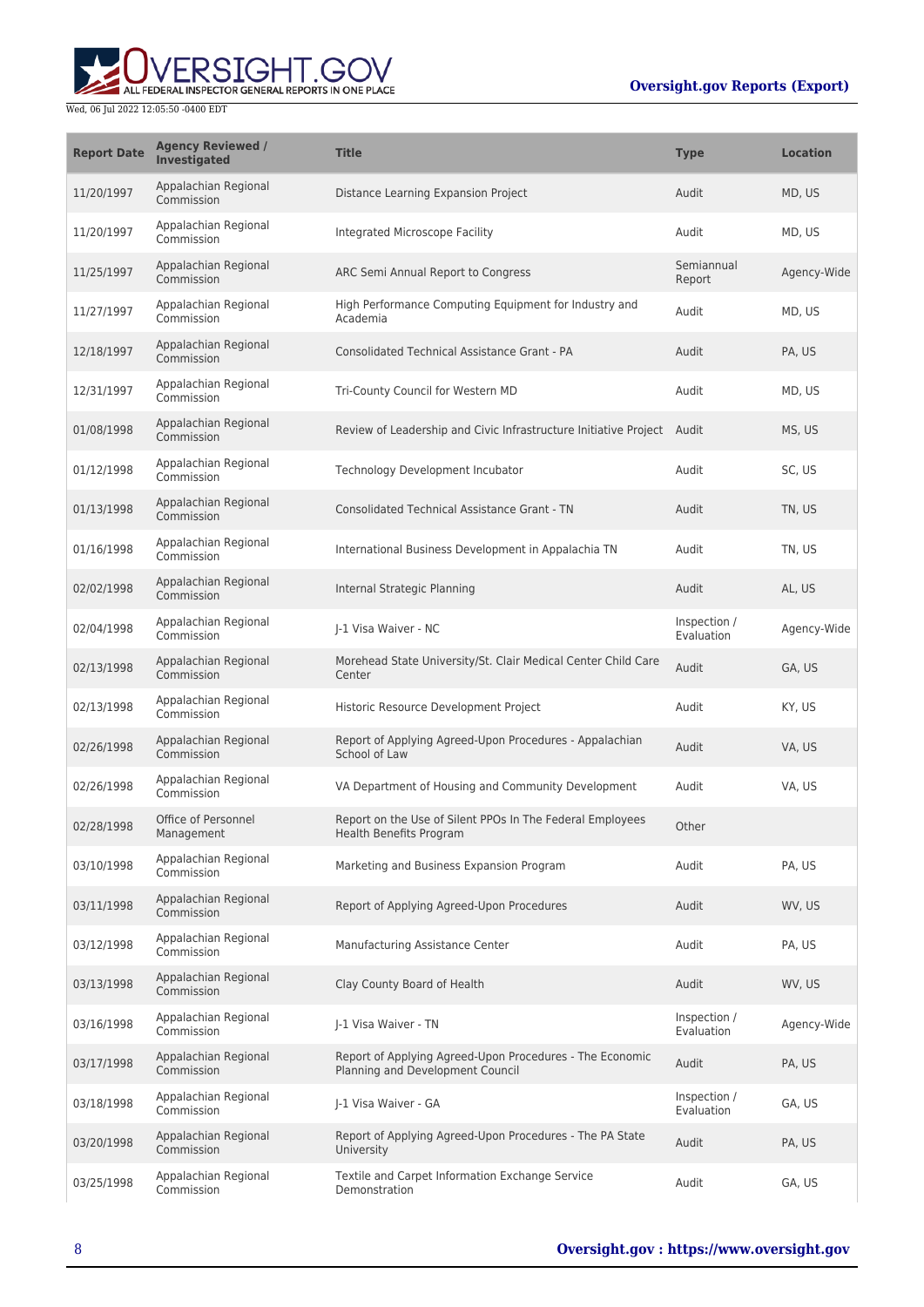| Report Date | Agency Reviewed / Investigated | Title | Type | Location |
|---|---|---|---|---|
| 11/20/1997 | Appalachian Regional Commission | Distance Learning Expansion Project | Audit | MD, US |
| 11/20/1997 | Appalachian Regional Commission | Integrated Microscope Facility | Audit | MD, US |
| 11/25/1997 | Appalachian Regional Commission | ARC Semi Annual Report to Congress | Semiannual Report | Agency-Wide |
| 11/27/1997 | Appalachian Regional Commission | High Performance Computing Equipment for Industry and Academia | Audit | MD, US |
| 12/18/1997 | Appalachian Regional Commission | Consolidated Technical Assistance Grant - PA | Audit | PA, US |
| 12/31/1997 | Appalachian Regional Commission | Tri-County Council for Western MD | Audit | MD, US |
| 01/08/1998 | Appalachian Regional Commission | Review of Leadership and Civic Infrastructure Initiative Project | Audit | MS, US |
| 01/12/1998 | Appalachian Regional Commission | Technology Development Incubator | Audit | SC, US |
| 01/13/1998 | Appalachian Regional Commission | Consolidated Technical Assistance Grant - TN | Audit | TN, US |
| 01/16/1998 | Appalachian Regional Commission | International Business Development in Appalachia TN | Audit | TN, US |
| 02/02/1998 | Appalachian Regional Commission | Internal Strategic Planning | Audit | AL, US |
| 02/04/1998 | Appalachian Regional Commission | J-1 Visa Waiver - NC | Inspection / Evaluation | Agency-Wide |
| 02/13/1998 | Appalachian Regional Commission | Morehead State University/St. Clair Medical Center Child Care Center | Audit | GA, US |
| 02/13/1998 | Appalachian Regional Commission | Historic Resource Development Project | Audit | KY, US |
| 02/26/1998 | Appalachian Regional Commission | Report of Applying Agreed-Upon Procedures - Appalachian School of Law | Audit | VA, US |
| 02/26/1998 | Appalachian Regional Commission | VA Department of Housing and Community Development | Audit | VA, US |
| 02/28/1998 | Office of Personnel Management | Report on the Use of Silent PPOs In The Federal Employees Health Benefits Program | Other | |
| 03/10/1998 | Appalachian Regional Commission | Marketing and Business Expansion Program | Audit | PA, US |
| 03/11/1998 | Appalachian Regional Commission | Report of Applying Agreed-Upon Procedures | Audit | WV, US |
| 03/12/1998 | Appalachian Regional Commission | Manufacturing Assistance Center | Audit | PA, US |
| 03/13/1998 | Appalachian Regional Commission | Clay County Board of Health | Audit | WV, US |
| 03/16/1998 | Appalachian Regional Commission | J-1 Visa Waiver - TN | Inspection / Evaluation | Agency-Wide |
| 03/17/1998 | Appalachian Regional Commission | Report of Applying Agreed-Upon Procedures - The Economic Planning and Development Council | Audit | PA, US |
| 03/18/1998 | Appalachian Regional Commission | J-1 Visa Waiver - GA | Inspection / Evaluation | GA, US |
| 03/20/1998 | Appalachian Regional Commission | Report of Applying Agreed-Upon Procedures - The PA State University | Audit | PA, US |
| 03/25/1998 | Appalachian Regional Commission | Textile and Carpet Information Exchange Service Demonstration | Audit | GA, US |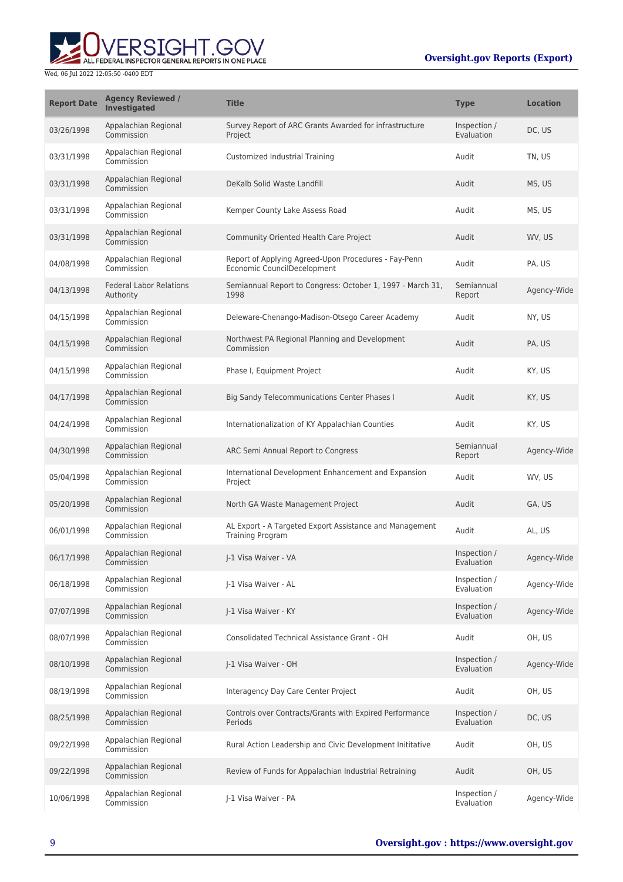| Report Date | Agency Reviewed / Investigated | Title | Type | Location |
|---|---|---|---|---|
| 03/26/1998 | Appalachian Regional Commission | Survey Report of ARC Grants Awarded for infrastructure Project | Inspection / Evaluation | DC, US |
| 03/31/1998 | Appalachian Regional Commission | Customized Industrial Training | Audit | TN, US |
| 03/31/1998 | Appalachian Regional Commission | DeKalb Solid Waste Landfill | Audit | MS, US |
| 03/31/1998 | Appalachian Regional Commission | Kemper County Lake Assess Road | Audit | MS, US |
| 03/31/1998 | Appalachian Regional Commission | Community Oriented Health Care Project | Audit | WV, US |
| 04/08/1998 | Appalachian Regional Commission | Report of Applying Agreed-Upon Procedures - Fay-Penn Economic CouncilDecelopment | Audit | PA, US |
| 04/13/1998 | Federal Labor Relations Authority | Semiannual Report to Congress: October 1, 1997 - March 31, 1998 | Semiannual Report | Agency-Wide |
| 04/15/1998 | Appalachian Regional Commission | Deleware-Chenango-Madison-Otsego Career Academy | Audit | NY, US |
| 04/15/1998 | Appalachian Regional Commission | Northwest PA Regional Planning and Development Commission | Audit | PA, US |
| 04/15/1998 | Appalachian Regional Commission | Phase I, Equipment Project | Audit | KY, US |
| 04/17/1998 | Appalachian Regional Commission | Big Sandy Telecommunications Center Phases I | Audit | KY, US |
| 04/24/1998 | Appalachian Regional Commission | Internationalization of KY Appalachian Counties | Audit | KY, US |
| 04/30/1998 | Appalachian Regional Commission | ARC Semi Annual Report to Congress | Semiannual Report | Agency-Wide |
| 05/04/1998 | Appalachian Regional Commission | International Development Enhancement and Expansion Project | Audit | WV, US |
| 05/20/1998 | Appalachian Regional Commission | North GA Waste Management Project | Audit | GA, US |
| 06/01/1998 | Appalachian Regional Commission | AL Export - A Targeted Export Assistance and Management Training Program | Audit | AL, US |
| 06/17/1998 | Appalachian Regional Commission | J-1 Visa Waiver - VA | Inspection / Evaluation | Agency-Wide |
| 06/18/1998 | Appalachian Regional Commission | J-1 Visa Waiver - AL | Inspection / Evaluation | Agency-Wide |
| 07/07/1998 | Appalachian Regional Commission | J-1 Visa Waiver - KY | Inspection / Evaluation | Agency-Wide |
| 08/07/1998 | Appalachian Regional Commission | Consolidated Technical Assistance Grant - OH | Audit | OH, US |
| 08/10/1998 | Appalachian Regional Commission | J-1 Visa Waiver - OH | Inspection / Evaluation | Agency-Wide |
| 08/19/1998 | Appalachian Regional Commission | Interagency Day Care Center Project | Audit | OH, US |
| 08/25/1998 | Appalachian Regional Commission | Controls over Contracts/Grants with Expired Performance Periods | Inspection / Evaluation | DC, US |
| 09/22/1998 | Appalachian Regional Commission | Rural Action Leadership and Civic Development Inititative | Audit | OH, US |
| 09/22/1998 | Appalachian Regional Commission | Review of Funds for Appalachian Industrial Retraining | Audit | OH, US |
| 10/06/1998 | Appalachian Regional Commission | J-1 Visa Waiver - PA | Inspection / Evaluation | Agency-Wide |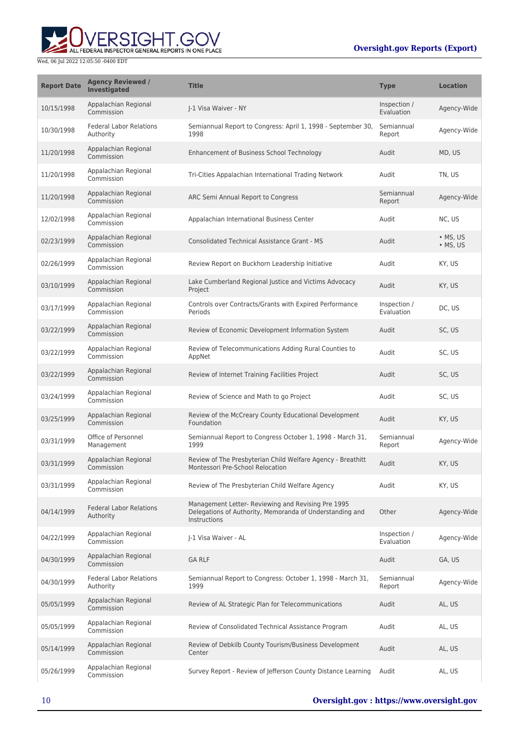| Report Date | Agency Reviewed / Investigated | Title | Type | Location |
|---|---|---|---|---|
| 10/15/1998 | Appalachian Regional Commission | J-1 Visa Waiver - NY | Inspection / Evaluation | Agency-Wide |
| 10/30/1998 | Federal Labor Relations Authority | Semiannual Report to Congress: April 1, 1998 - September 30, 1998 | Semiannual Report | Agency-Wide |
| 11/20/1998 | Appalachian Regional Commission | Enhancement of Business School Technology | Audit | MD, US |
| 11/20/1998 | Appalachian Regional Commission | Tri-Cities Appalachian International Trading Network | Audit | TN, US |
| 11/20/1998 | Appalachian Regional Commission | ARC Semi Annual Report to Congress | Semiannual Report | Agency-Wide |
| 12/02/1998 | Appalachian Regional Commission | Appalachian International Business Center | Audit | NC, US |
| 02/23/1999 | Appalachian Regional Commission | Consolidated Technical Assistance Grant - MS | Audit | • MS, US • MS, US |
| 02/26/1999 | Appalachian Regional Commission | Review Report on Buckhorn Leadership Initiative | Audit | KY, US |
| 03/10/1999 | Appalachian Regional Commission | Lake Cumberland Regional Justice and Victims Advocacy Project | Audit | KY, US |
| 03/17/1999 | Appalachian Regional Commission | Controls over Contracts/Grants with Expired Performance Periods | Inspection / Evaluation | DC, US |
| 03/22/1999 | Appalachian Regional Commission | Review of Economic Development Information System | Audit | SC, US |
| 03/22/1999 | Appalachian Regional Commission | Review of Telecommunications Adding Rural Counties to AppNet | Audit | SC, US |
| 03/22/1999 | Appalachian Regional Commission | Review of Internet Training Facilities Project | Audit | SC, US |
| 03/24/1999 | Appalachian Regional Commission | Review of Science and Math to go Project | Audit | SC, US |
| 03/25/1999 | Appalachian Regional Commission | Review of the McCreary County Educational Development Foundation | Audit | KY, US |
| 03/31/1999 | Office of Personnel Management | Semiannual Report to Congress October 1, 1998 - March 31, 1999 | Semiannual Report | Agency-Wide |
| 03/31/1999 | Appalachian Regional Commission | Review of The Presbyterian Child Welfare Agency - Breathitt Montessori Pre-School Relocation | Audit | KY, US |
| 03/31/1999 | Appalachian Regional Commission | Review of The Presbyterian Child Welfare Agency | Audit | KY, US |
| 04/14/1999 | Federal Labor Relations Authority | Management Letter- Reviewing and Revising Pre 1995 Delegations of Authority, Memoranda of Understanding and Instructions | Other | Agency-Wide |
| 04/22/1999 | Appalachian Regional Commission | J-1 Visa Waiver - AL | Inspection / Evaluation | Agency-Wide |
| 04/30/1999 | Appalachian Regional Commission | GA RLF | Audit | GA, US |
| 04/30/1999 | Federal Labor Relations Authority | Semiannual Report to Congress: October 1, 1998 - March 31, 1999 | Semiannual Report | Agency-Wide |
| 05/05/1999 | Appalachian Regional Commission | Review of AL Strategic Plan for Telecommunications | Audit | AL, US |
| 05/05/1999 | Appalachian Regional Commission | Review of Consolidated Technical Assistance Program | Audit | AL, US |
| 05/14/1999 | Appalachian Regional Commission | Review of Debkilb County Tourism/Business Development Center | Audit | AL, US |
| 05/26/1999 | Appalachian Regional Commission | Survey Report - Review of Jefferson County Distance Learning | Audit | AL, US |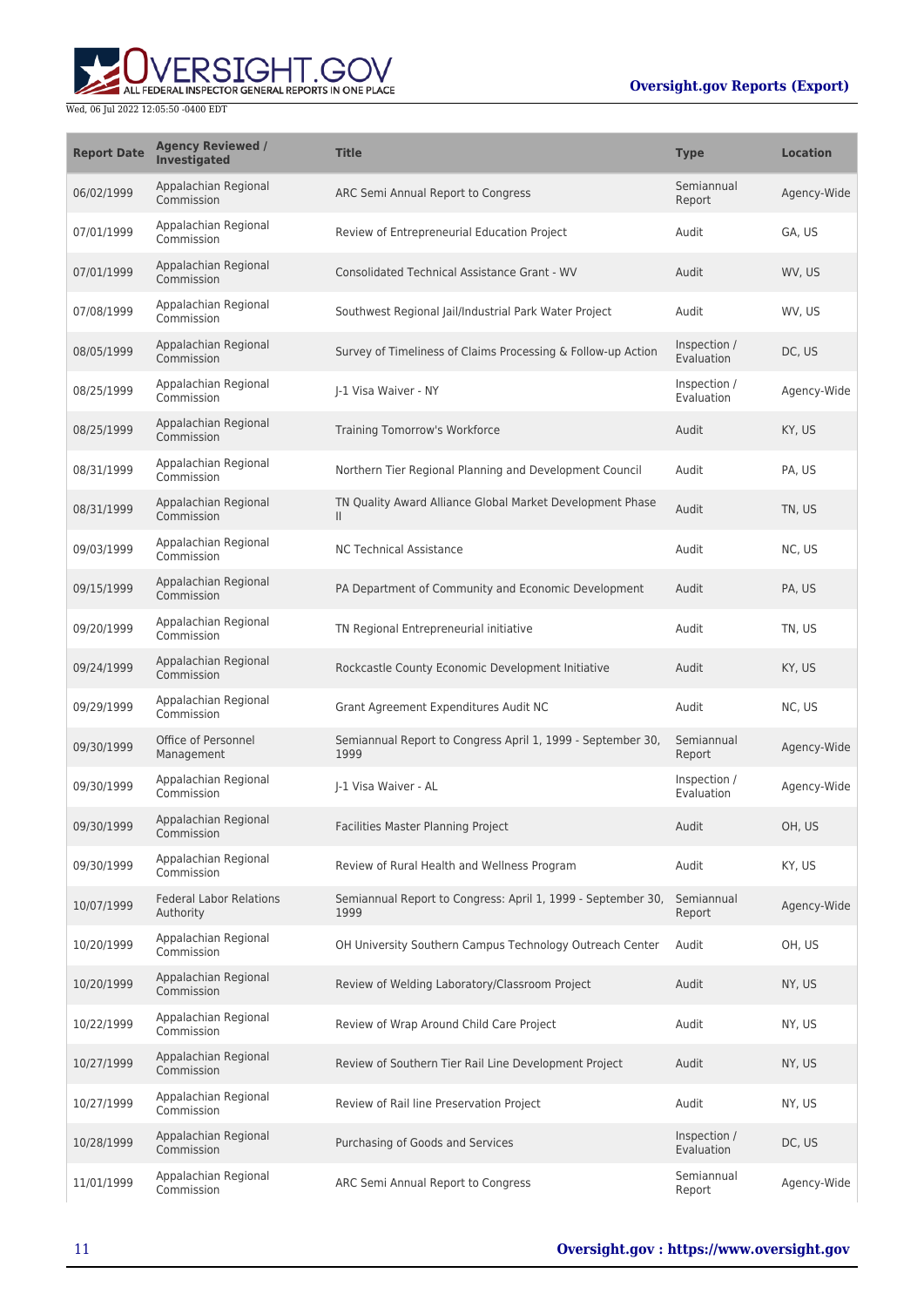| Report Date | Agency Reviewed / Investigated | Title | Type | Location |
|---|---|---|---|---|
| 06/02/1999 | Appalachian Regional Commission | ARC Semi Annual Report to Congress | Semiannual Report | Agency-Wide |
| 07/01/1999 | Appalachian Regional Commission | Review of Entrepreneurial Education Project | Audit | GA, US |
| 07/01/1999 | Appalachian Regional Commission | Consolidated Technical Assistance Grant - WV | Audit | WV, US |
| 07/08/1999 | Appalachian Regional Commission | Southwest Regional Jail/Industrial Park Water Project | Audit | WV, US |
| 08/05/1999 | Appalachian Regional Commission | Survey of Timeliness of Claims Processing & Follow-up Action | Inspection / Evaluation | DC, US |
| 08/25/1999 | Appalachian Regional Commission | J-1 Visa Waiver - NY | Inspection / Evaluation | Agency-Wide |
| 08/25/1999 | Appalachian Regional Commission | Training Tomorrow's Workforce | Audit | KY, US |
| 08/31/1999 | Appalachian Regional Commission | Northern Tier Regional Planning and Development Council | Audit | PA, US |
| 08/31/1999 | Appalachian Regional Commission | TN Quality Award Alliance Global Market Development Phase II | Audit | TN, US |
| 09/03/1999 | Appalachian Regional Commission | NC Technical Assistance | Audit | NC, US |
| 09/15/1999 | Appalachian Regional Commission | PA Department of Community and Economic Development | Audit | PA, US |
| 09/20/1999 | Appalachian Regional Commission | TN Regional Entrepreneurial initiative | Audit | TN, US |
| 09/24/1999 | Appalachian Regional Commission | Rockcastle County Economic Development Initiative | Audit | KY, US |
| 09/29/1999 | Appalachian Regional Commission | Grant Agreement Expenditures Audit NC | Audit | NC, US |
| 09/30/1999 | Office of Personnel Management | Semiannual Report to Congress April 1, 1999 - September 30, 1999 | Semiannual Report | Agency-Wide |
| 09/30/1999 | Appalachian Regional Commission | J-1 Visa Waiver - AL | Inspection / Evaluation | Agency-Wide |
| 09/30/1999 | Appalachian Regional Commission | Facilities Master Planning Project | Audit | OH, US |
| 09/30/1999 | Appalachian Regional Commission | Review of Rural Health and Wellness Program | Audit | KY, US |
| 10/07/1999 | Federal Labor Relations Authority | Semiannual Report to Congress: April 1, 1999 - September 30, 1999 | Semiannual Report | Agency-Wide |
| 10/20/1999 | Appalachian Regional Commission | OH University Southern Campus Technology Outreach Center | Audit | OH, US |
| 10/20/1999 | Appalachian Regional Commission | Review of Welding Laboratory/Classroom Project | Audit | NY, US |
| 10/22/1999 | Appalachian Regional Commission | Review of Wrap Around Child Care Project | Audit | NY, US |
| 10/27/1999 | Appalachian Regional Commission | Review of Southern Tier Rail Line Development Project | Audit | NY, US |
| 10/27/1999 | Appalachian Regional Commission | Review of Rail line Preservation Project | Audit | NY, US |
| 10/28/1999 | Appalachian Regional Commission | Purchasing of Goods and Services | Inspection / Evaluation | DC, US |
| 11/01/1999 | Appalachian Regional Commission | ARC Semi Annual Report to Congress | Semiannual Report | Agency-Wide |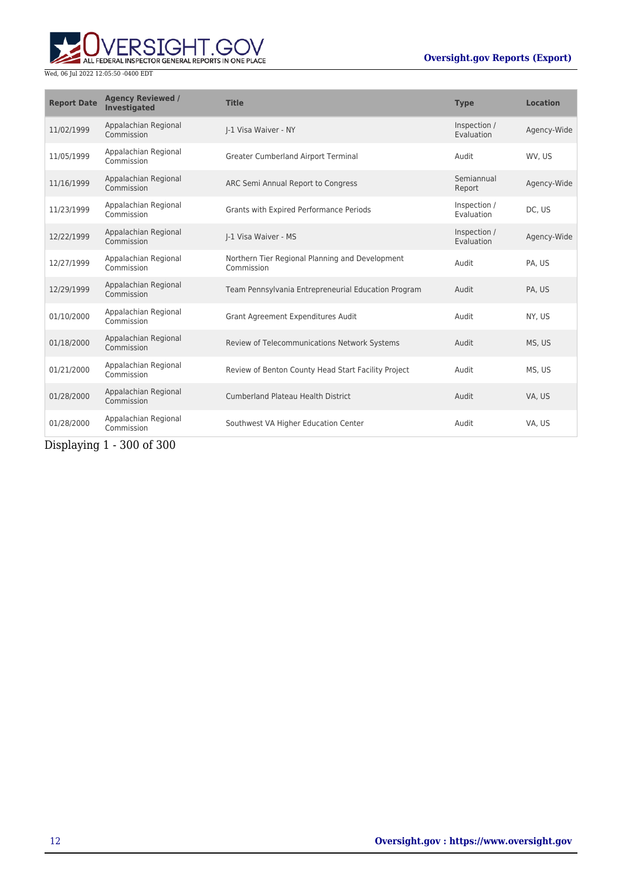| Report Date | Agency Reviewed / Investigated | Title | Type | Location |
| --- | --- | --- | --- | --- |
| 11/02/1999 | Appalachian Regional Commission | J-1 Visa Waiver - NY | Inspection / Evaluation | Agency-Wide |
| 11/05/1999 | Appalachian Regional Commission | Greater Cumberland Airport Terminal | Audit | WV, US |
| 11/16/1999 | Appalachian Regional Commission | ARC Semi Annual Report to Congress | Semiannual Report | Agency-Wide |
| 11/23/1999 | Appalachian Regional Commission | Grants with Expired Performance Periods | Inspection / Evaluation | DC, US |
| 12/22/1999 | Appalachian Regional Commission | J-1 Visa Waiver - MS | Inspection / Evaluation | Agency-Wide |
| 12/27/1999 | Appalachian Regional Commission | Northern Tier Regional Planning and Development Commission | Audit | PA, US |
| 12/29/1999 | Appalachian Regional Commission | Team Pennsylvania Entrepreneurial Education Program | Audit | PA, US |
| 01/10/2000 | Appalachian Regional Commission | Grant Agreement Expenditures Audit | Audit | NY, US |
| 01/18/2000 | Appalachian Regional Commission | Review of Telecommunications Network Systems | Audit | MS, US |
| 01/21/2000 | Appalachian Regional Commission | Review of Benton County Head Start Facility Project | Audit | MS, US |
| 01/28/2000 | Appalachian Regional Commission | Cumberland Plateau Health District | Audit | VA, US |
| 01/28/2000 | Appalachian Regional Commission | Southwest VA Higher Education Center | Audit | VA, US |

Displaying 1 - 300 of 300